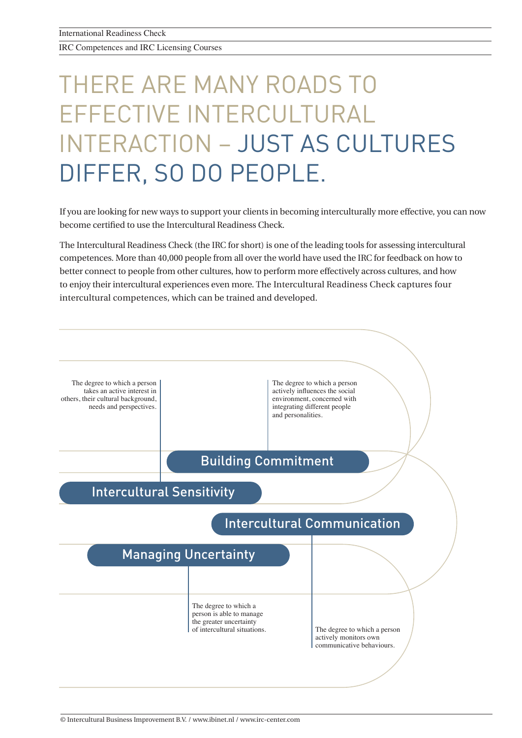# THERE ARE MANY ROADS TO EFFECTIVE INTERCULTURAL INTERACTION – JUST AS CULTURES DIFFER, SO DO PEOPLE.

If you are looking for new ways to support your clients in becoming interculturally more effective, you can now become certified to use the Intercultural Readiness Check.

The Intercultural Readiness Check (the IRC for short) is one of the leading tools for assessing intercultural competences. More than 40,000 people from all over the world have used the IRC for feedback on how to better connect to people from other cultures, how to perform more effectively across cultures, and how to enjoy their intercultural experiences even more. The Intercultural Readiness Check captures four intercultural competences, which can be trained and developed.

**Intercultural Sensitivity**
The degree to which a person takes an active interest in others, their cultural background, needs and perspectives.

**Building Commitment**
The degree to which a person actively influences the social environment, concerned with integrating different people and personalities.

**Intercultural Communication**
The degree to which a person actively monitors own communicative behaviours.

**Managing Uncertainty**
The degree to which a person is able to manage the greater uncertainty of intercultural situations.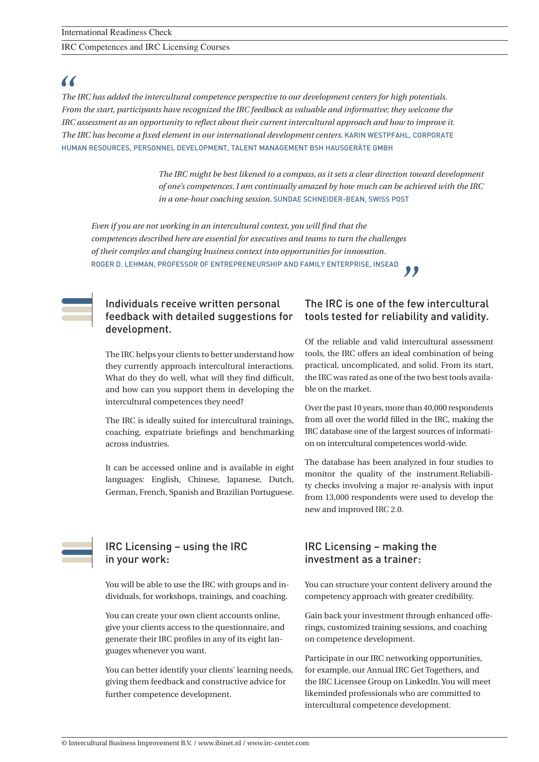*“The IRC has added the intercultural competence perspective to our development centers for high potentials. From the start, participants have recognized the IRC feedback as valuable and informative; they welcome the IRC assessment as an opportunity to reflect about their current intercultural approach and how to improve it. The IRC has become a fixed element in our international development centers.* KARIN WESTPFAHL, CORPORATE HUMAN RESOURCES, PERSONNEL DEVELOPMENT, TALENT MANAGEMENT BSH HAUSGERÄTE GMBH

*The IRC might be best likened to a compass, as it sets a clear direction toward development of one's competences. I am continually amazed by how much can be achieved with the IRC in a one-hour coaching session.* SUNDAE SCHNEIDER-BEAN, SWISS POST

*Even if you are not working in an intercultural context, you will find that the competences described here are essential for executives and teams to turn the challenges of their complex and changing business context into opportunities for innovation.* ROGER D. LEHMAN, PROFESSOR OF ENTREPRENEURSHIP AND FAMILY ENTERPRISE, INSEAD”

## Individuals receive written personal feedback with detailed suggestions for development.

The IRC helps your clients to better understand how they currently approach intercultural interactions. What do they do well, what will they find difficult, and how can you support them in developing the intercultural competences they need?

The IRC is ideally suited for intercultural trainings, coaching, expatriate briefings and benchmarking across industries.

It can be accessed online and is available in eight languages: English, Chinese, Japanese, Dutch, German, French, Spanish and Brazilian Portuguese.

## The IRC is one of the few intercultural tools tested for reliability and validity.

Of the reliable and valid intercultural assessment tools, the IRC offers an ideal combination of being practical, uncomplicated, and solid. From its start, the IRC was rated as one of the two best tools available on the market.

Over the past 10 years, more than 40,000 respondents from all over the world filled in the IRC, making the IRC database one of the largest sources of information on intercultural competences world-wide.

The database has been analyzed in four studies to monitor the quality of the instrument.Reliability checks involving a major re-analysis with input from 13,000 respondents were used to develop the new and improved IRC 2.0.

## IRC Licensing – using the IRC in your work:

You will be able to use the IRC with groups and individuals, for workshops, trainings, and coaching.

You can create your own client accounts online, give your clients access to the questionnaire, and generate their IRC profiles in any of its eight languages whenever you want.

You can better identify your clients' learning needs, giving them feedback and constructive advice for further competence development.

## IRC Licensing – making the investment as a trainer:

You can structure your content delivery around the competency approach with greater credibility.

Gain back your investment through enhanced offerings, customized training sessions, and coaching on competence development.

Participate in our IRC networking opportunities, for example, our Annual IRC Get Togethers, and the IRC Licensee Group on LinkedIn. You will meet likeminded professionals who are committed to intercultural competence development.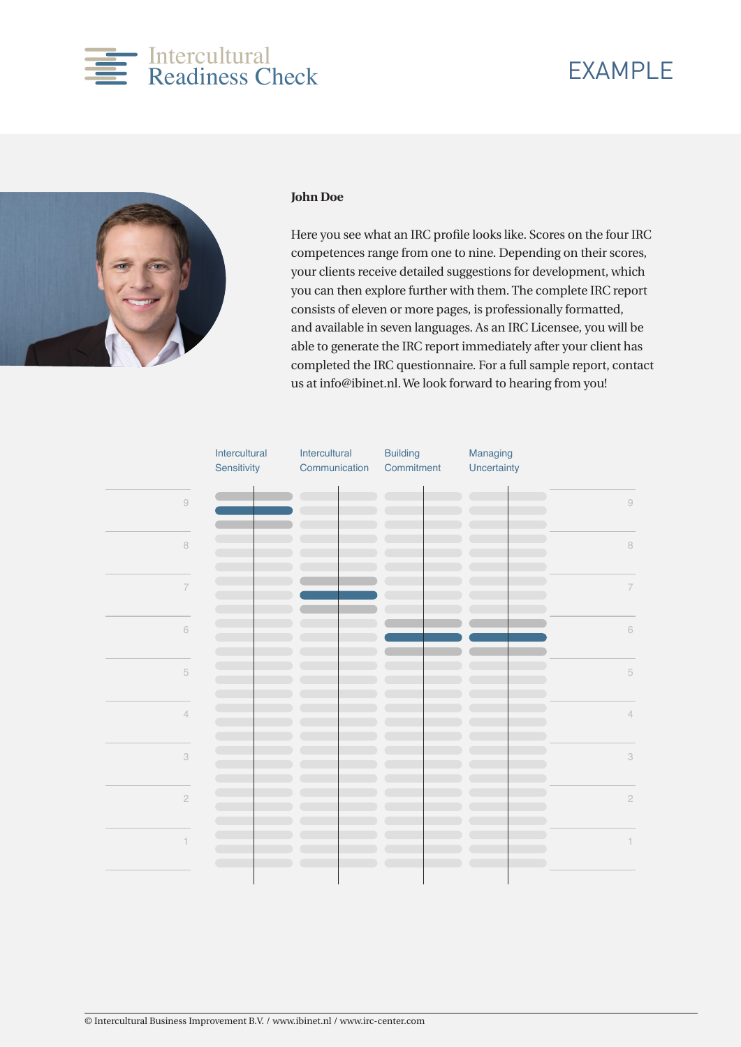Intercultural Readiness Check

EXAMPLE

**John Doe**

Here you see what an IRC profile looks like. Scores on the four IRC competences range from one to nine. Depending on their scores, your clients receive detailed suggestions for development, which you can then explore further with them. The complete IRC report consists of eleven or more pages, is professionally formatted, and available in seven languages. As an IRC Licensee, you will be able to generate the IRC report immediately after your client has completed the IRC questionnaire. For a full sample report, contact us at info@ibinet.nl. We look forward to hearing from you!

| Intercultural Sensitivity | Intercultural Communication | Building Commitment | Managing Uncertainty |
|---|---|---|---|
| 9 | 7 | 6 | 6 |

© Intercultural Business Improvement B.V. / www.ibinet.nl / www.irc-center.com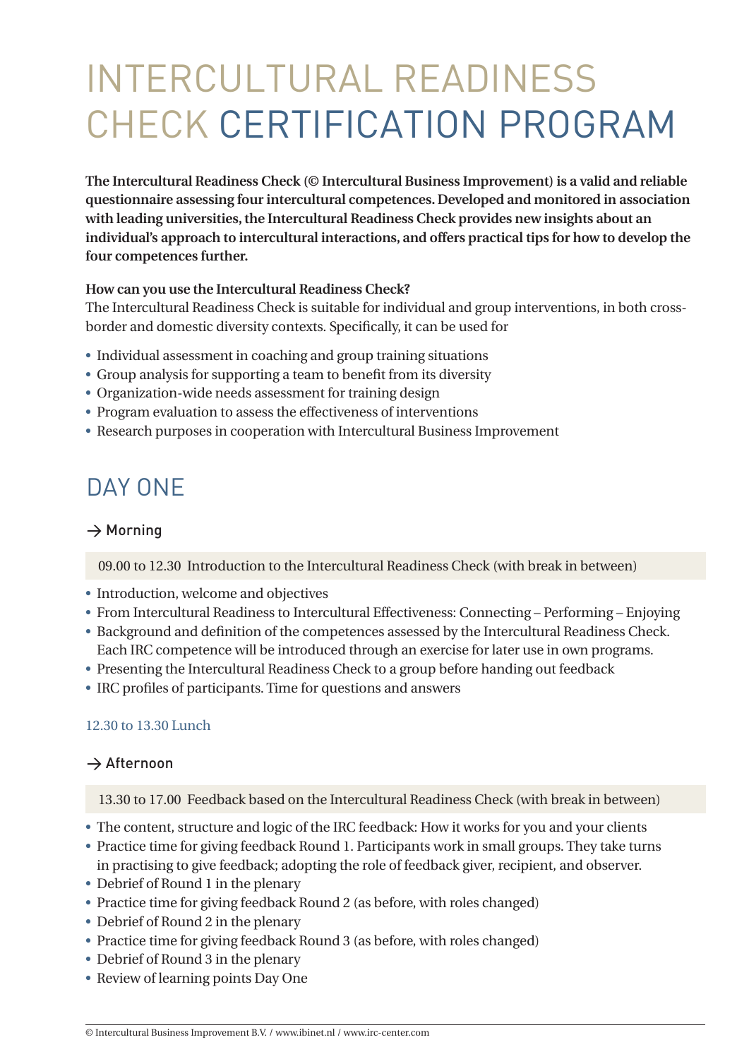# INTERCULTURAL READINESS CHECK CERTIFICATION PROGRAM

**The Intercultural Readiness Check (© Intercultural Business Improvement) is a valid and reliable questionnaire assessing four intercultural competences. Developed and monitored in association with leading universities, the Intercultural Readiness Check provides new insights about an individual's approach to intercultural interactions, and offers practical tips for how to develop the four competences further.**

**How can you use the Intercultural Readiness Check?**

The Intercultural Readiness Check is suitable for individual and group interventions, in both cross-border and domestic diversity contexts. Specifically, it can be used for

- Individual assessment in coaching and group training situations
- Group analysis for supporting a team to benefit from its diversity
- Organization-wide needs assessment for training design
- Program evaluation to assess the effectiveness of interventions
- Research purposes in cooperation with Intercultural Business Improvement

## DAY ONE

### → Morning

09.00 to 12.30 Introduction to the Intercultural Readiness Check (with break in between)

- Introduction, welcome and objectives
- From Intercultural Readiness to Intercultural Effectiveness: Connecting – Performing – Enjoying
- Background and definition of the competences assessed by the Intercultural Readiness Check. Each IRC competence will be introduced through an exercise for later use in own programs.
- Presenting the Intercultural Readiness Check to a group before handing out feedback
- IRC profiles of participants. Time for questions and answers

12.30 to 13.30 Lunch

### → Afternoon

13.30 to 17.00 Feedback based on the Intercultural Readiness Check (with break in between)

- The content, structure and logic of the IRC feedback: How it works for you and your clients
- Practice time for giving feedback Round 1. Participants work in small groups. They take turns in practising to give feedback; adopting the role of feedback giver, recipient, and observer.
- Debrief of Round 1 in the plenary
- Practice time for giving feedback Round 2 (as before, with roles changed)
- Debrief of Round 2 in the plenary
- Practice time for giving feedback Round 3 (as before, with roles changed)
- Debrief of Round 3 in the plenary
- Review of learning points Day One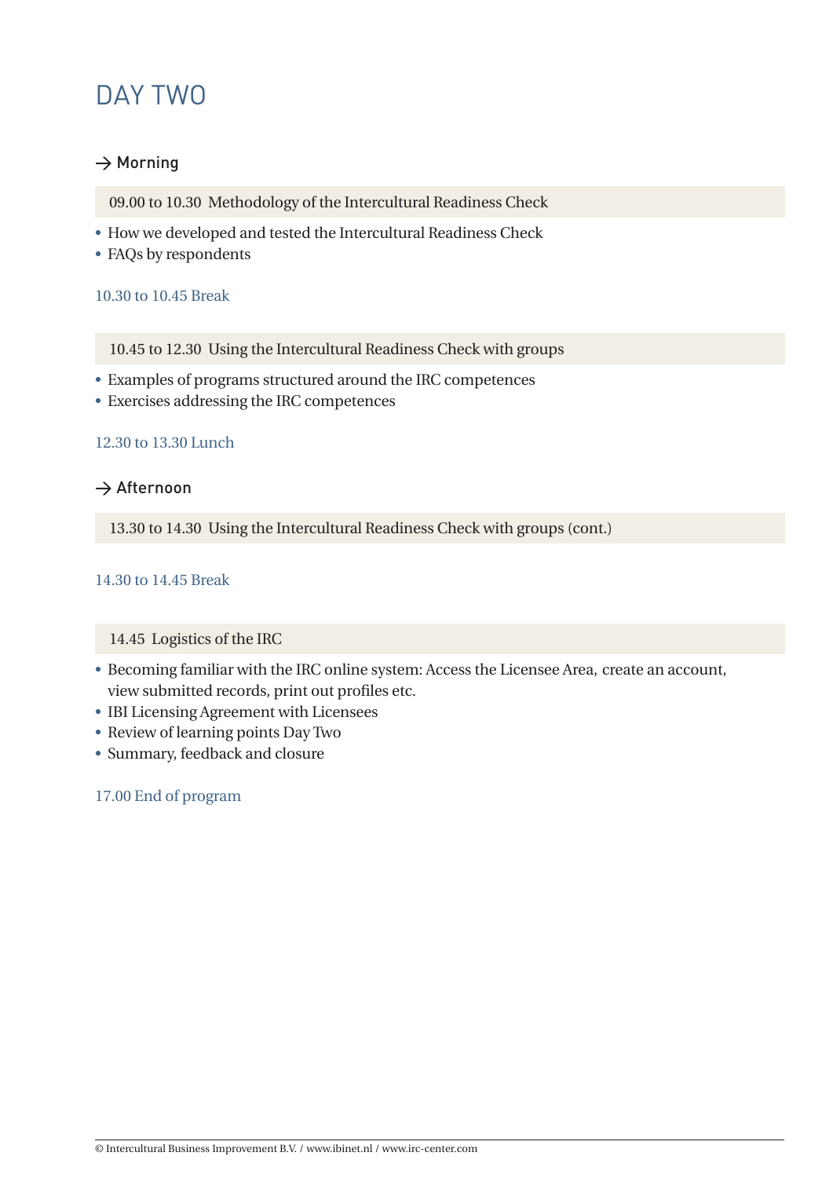# DAY TWO

## → Morning

**09.00 to 10.30 Methodology of the Intercultural Readiness Check**

- How we developed and tested the Intercultural Readiness Check
- FAQs by respondents

10.30 to 10.45 Break

**10.45 to 12.30 Using the Intercultural Readiness Check with groups**

- Examples of programs structured around the IRC competences
- Exercises addressing the IRC competences

12.30 to 13.30 Lunch

## → Afternoon

**13.30 to 14.30 Using the Intercultural Readiness Check with groups (cont.)**

14.30 to 14.45 Break

**14.45 Logistics of the IRC**

- Becoming familiar with the IRC online system: Access the Licensee Area, create an account, view submitted records, print out profiles etc.
- IBI Licensing Agreement with Licensees
- Review of learning points Day Two
- Summary, feedback and closure

17.00 End of program

© Intercultural Business Improvement B.V. / www.ibinet.nl / www.irc-center.com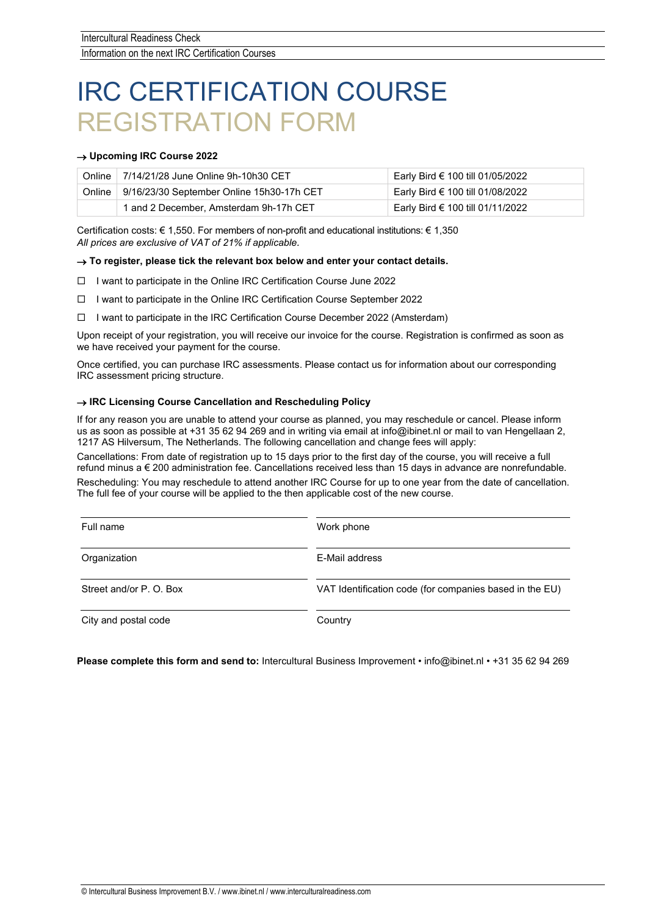# IRC CERTIFICATION COURSE
# REGISTRATION FORM

**→ Upcoming IRC Course 2022**

| | | |
|---|---|---|
| Online | 7/14/21/28 June Online 9h-10h30 CET | Early Bird € 100 till 01/05/2022 |
| Online | 9/16/23/30 September Online 15h30-17h CET | Early Bird € 100 till 01/08/2022 |
| | 1 and 2 December, Amsterdam 9h-17h CET | Early Bird € 100 till 01/11/2022 |

Certification costs: € 1,550. For members of non-profit and educational institutions: € 1,350
*All prices are exclusive of VAT of 21% if applicable.*

**→ To register, please tick the relevant box below and enter your contact details.**

☐ I want to participate in the Online IRC Certification Course June 2022

☐ I want to participate in the Online IRC Certification Course September 2022

☐ I want to participate in the IRC Certification Course December 2022 (Amsterdam)

Upon receipt of your registration, you will receive our invoice for the course. Registration is confirmed as soon as we have received your payment for the course.

Once certified, you can purchase IRC assessments. Please contact us for information about our corresponding IRC assessment pricing structure.

**→ IRC Licensing Course Cancellation and Rescheduling Policy**

If for any reason you are unable to attend your course as planned, you may reschedule or cancel. Please inform us as soon as possible at +31 35 62 94 269 and in writing via email at info@ibinet.nl or mail to van Hengellaan 2, 1217 AS Hilversum, The Netherlands. The following cancellation and change fees will apply:

Cancellations: From date of registration up to 15 days prior to the first day of the course, you will receive a full refund minus a € 200 administration fee. Cancellations received less than 15 days in advance are nonrefundable.

Rescheduling: You may reschedule to attend another IRC Course for up to one year from the date of cancellation. The full fee of your course will be applied to the then applicable cost of the new course.

| | |
|---|---|
| Full name | Work phone |
| Organization | E-Mail address |
| Street and/or P. O. Box | VAT Identification code (for companies based in the EU) |
| City and postal code | Country |

**Please complete this form and send to:** Intercultural Business Improvement • info@ibinet.nl • +31 35 62 94 269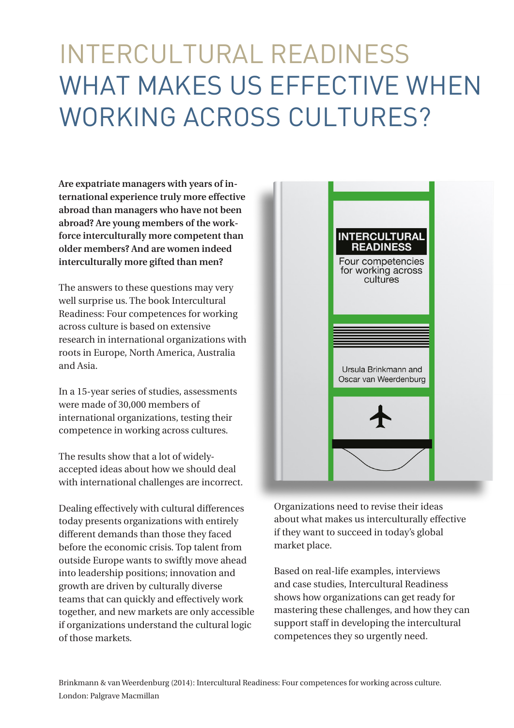# INTERCULTURAL READINESS
# WHAT MAKES US EFFECTIVE WHEN WORKING ACROSS CULTURES?

**Are expatriate managers with years of international experience truly more effective abroad than managers who have not been abroad? Are young members of the workforce interculturally more competent than older members? And are women indeed interculturally more gifted than men?**

The answers to these questions may very well surprise us. The book Intercultural Readiness: Four competences for working across culture is based on extensive research in international organizations with roots in Europe, North America, Australia and Asia.

In a 15-year series of studies, assessments were made of 30,000 members of international organizations, testing their competence in working across cultures.

The results show that a lot of widely-accepted ideas about how we should deal with international challenges are incorrect.

Dealing effectively with cultural differences today presents organizations with entirely different demands than those they faced before the economic crisis. Top talent from outside Europe wants to swiftly move ahead into leadership positions; innovation and growth are driven by culturally diverse teams that can quickly and effectively work together, and new markets are only accessible if organizations understand the cultural logic of those markets.

INTERCULTURAL READINESS

Four competencies for working across cultures

Ursula Brinkmann and Oscar van Weerdenburg

Organizations need to revise their ideas about what makes us interculturally effective if they want to succeed in today's global market place.

Based on real-life examples, interviews and case studies, Intercultural Readiness shows how organizations can get ready for mastering these challenges, and how they can support staff in developing the intercultural competences they so urgently need.

Brinkmann & van Weerdenburg (2014): Intercultural Readiness: Four competences for working across culture. London: Palgrave Macmillan